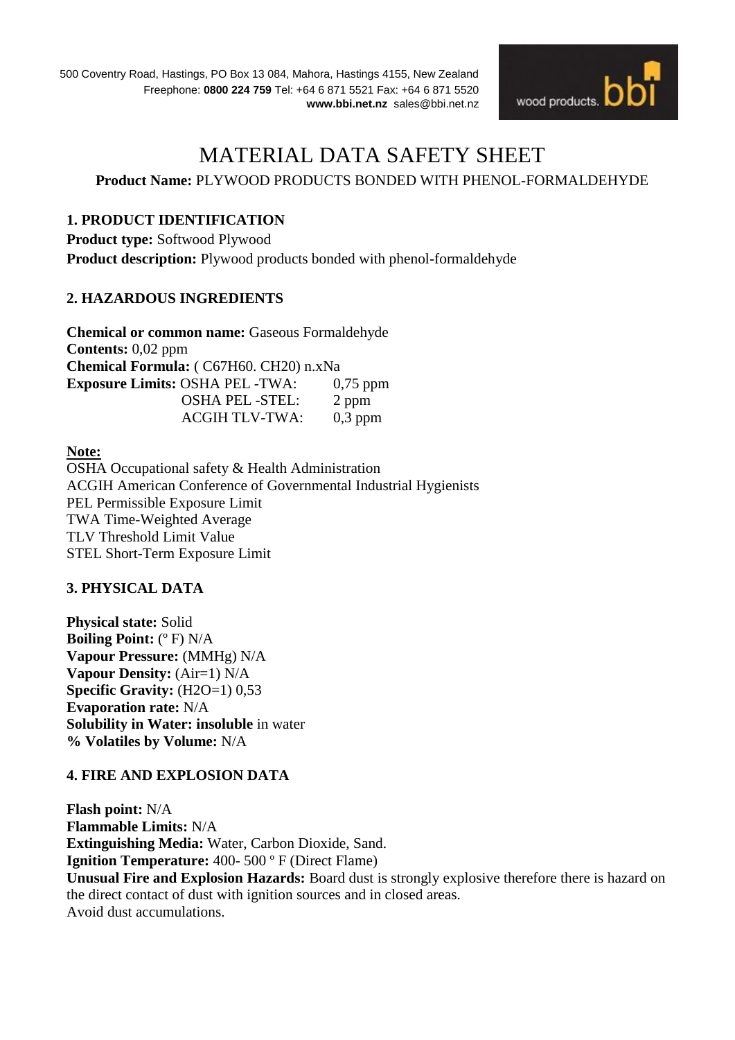500 Coventry Road, Hastings, PO Box 13 084, Mahora, Hastings 4155, New Zealand
Freephone: **0800 224 759** Tel: +64 6 871 5521 Fax: +64 6 871 5520
**www.bbi.net.nz** sales@bbi.net.nz

# MATERIAL DATA SAFETY SHEET

**Product Name:** PLYWOOD PRODUCTS BONDED WITH PHENOL-FORMALDEHYDE

## 1. PRODUCT IDENTIFICATION

**Product type:** Softwood Plywood
**Product description:** Plywood products bonded with phenol-formaldehyde

## 2. HAZARDOUS INGREDIENTS

**Chemical or common name:** Gaseous Formaldehyde
**Contents:** 0,02 ppm
**Chemical Formula:** ( C67H60. CH20) n.xNa

| **Exposure Limits:** | | |
|---|---|---|
| | OSHA PEL -TWA: | 0,75 ppm |
| | OSHA PEL -STEL: | 2 ppm |
| | ACGIH TLV-TWA: | 0,3 ppm |

**Note:**
OSHA Occupational safety & Health Administration
ACGIH American Conference of Governmental Industrial Hygienists
PEL Permissible Exposure Limit
TWA Time-Weighted Average
TLV Threshold Limit Value
STEL Short-Term Exposure Limit

## 3. PHYSICAL DATA

**Physical state:** Solid
**Boiling Point:** (º F) N/A
**Vapour Pressure:** (MMHg) N/A
**Vapour Density:** (Air=1) N/A
**Specific Gravity:** (H2O=1) 0,53
**Evaporation rate:** N/A
**Solubility in Water: insoluble** in water
**% Volatiles by Volume:** N/A

## 4. FIRE AND EXPLOSION DATA

**Flash point:** N/A
**Flammable Limits:** N/A
**Extinguishing Media:** Water, Carbon Dioxide, Sand.
**Ignition Temperature:** 400- 500 º F (Direct Flame)
**Unusual Fire and Explosion Hazards:** Board dust is strongly explosive therefore there is hazard on the direct contact of dust with ignition sources and in closed areas.
Avoid dust accumulations.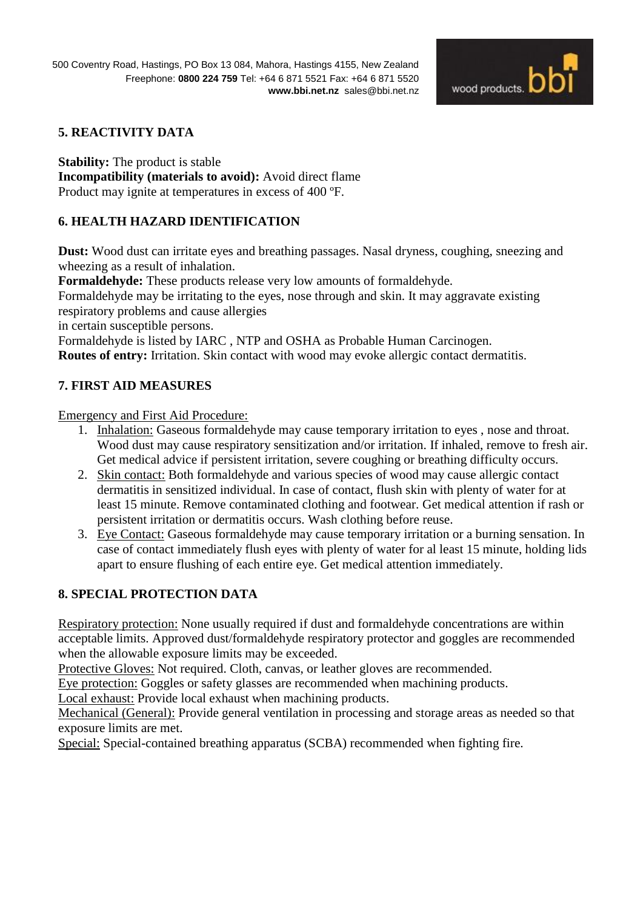## 5. REACTIVITY DATA

**Stability:** The product is stable
**Incompatibility (materials to avoid):** Avoid direct flame
Product may ignite at temperatures in excess of 400 ºF.

## 6. HEALTH HAZARD IDENTIFICATION

**Dust:** Wood dust can irritate eyes and breathing passages. Nasal dryness, coughing, sneezing and wheezing as a result of inhalation.
**Formaldehyde:** These products release very low amounts of formaldehyde.
Formaldehyde may be irritating to the eyes, nose through and skin. It may aggravate existing respiratory problems and cause allergies
in certain susceptible persons.
Formaldehyde is listed by IARC , NTP and OSHA as Probable Human Carcinogen.
**Routes of entry:** Irritation. Skin contact with wood may evoke allergic contact dermatitis.

## 7. FIRST AID MEASURES

Emergency and First Aid Procedure:

1. Inhalation: Gaseous formaldehyde may cause temporary irritation to eyes , nose and throat. Wood dust may cause respiratory sensitization and/or irritation. If inhaled, remove to fresh air. Get medical advice if persistent irritation, severe coughing or breathing difficulty occurs.
2. Skin contact: Both formaldehyde and various species of wood may cause allergic contact dermatitis in sensitized individual. In case of contact, flush skin with plenty of water for at least 15 minute. Remove contaminated clothing and footwear. Get medical attention if rash or persistent irritation or dermatitis occurs. Wash clothing before reuse.
3. Eye Contact: Gaseous formaldehyde may cause temporary irritation or a burning sensation. In case of contact immediately flush eyes with plenty of water for al least 15 minute, holding lids apart to ensure flushing of each entire eye. Get medical attention immediately.

## 8. SPECIAL PROTECTION DATA

Respiratory protection: None usually required if dust and formaldehyde concentrations are within acceptable limits. Approved dust/formaldehyde respiratory protector and goggles are recommended when the allowable exposure limits may be exceeded.
Protective Gloves: Not required. Cloth, canvas, or leather gloves are recommended.
Eye protection: Goggles or safety glasses are recommended when machining products.
Local exhaust: Provide local exhaust when machining products.
Mechanical (General): Provide general ventilation in processing and storage areas as needed so that exposure limits are met.
Special: Special-contained breathing apparatus (SCBA) recommended when fighting fire.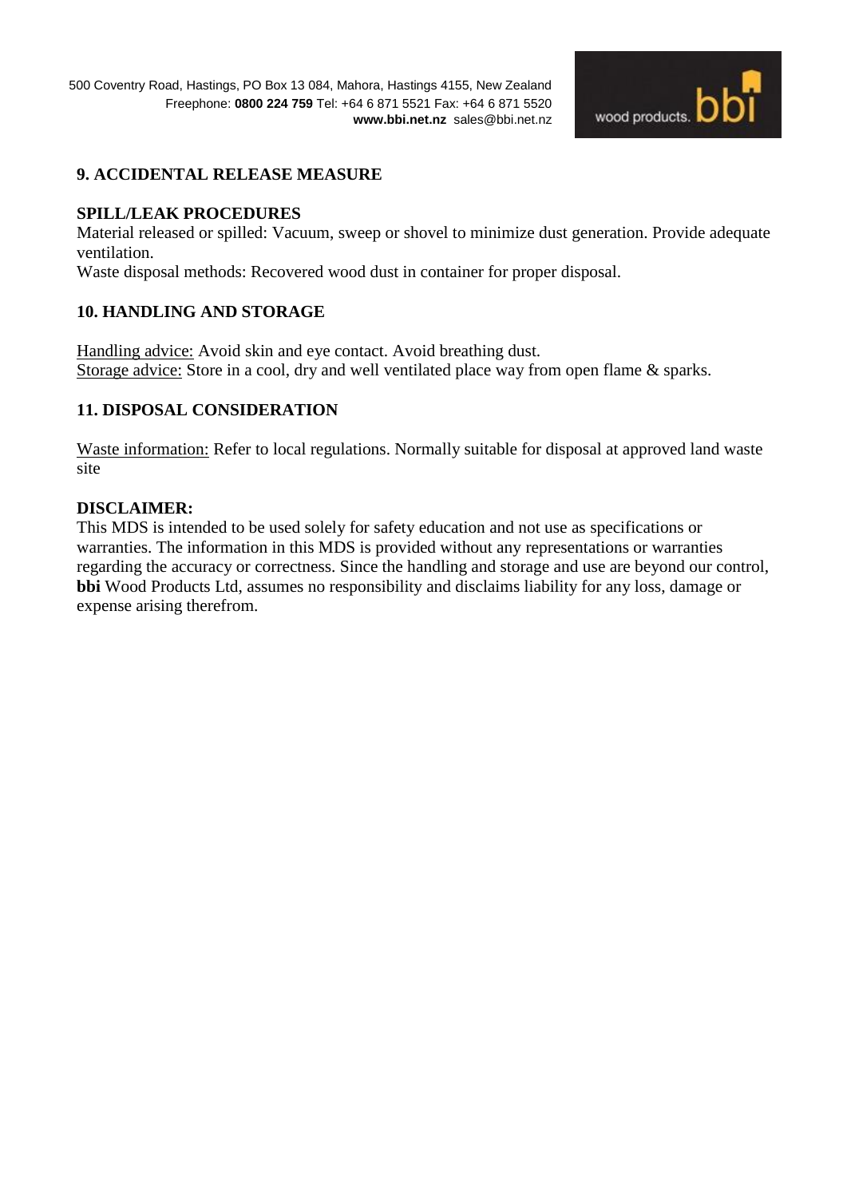## 9. ACCIDENTAL RELEASE MEASURE

### SPILL/LEAK PROCEDURES

Material released or spilled: Vacuum, sweep or shovel to minimize dust generation. Provide adequate ventilation.

Waste disposal methods: Recovered wood dust in container for proper disposal.

## 10. HANDLING AND STORAGE

Handling advice: Avoid skin and eye contact. Avoid breathing dust.
Storage advice: Store in a cool, dry and well ventilated place way from open flame & sparks.

## 11. DISPOSAL CONSIDERATION

Waste information: Refer to local regulations. Normally suitable for disposal at approved land waste site

### DISCLAIMER:

This MDS is intended to be used solely for safety education and not use as specifications or warranties. The information in this MDS is provided without any representations or warranties regarding the accuracy or correctness. Since the handling and storage and use are beyond our control, **bbi** Wood Products Ltd, assumes no responsibility and disclaims liability for any loss, damage or expense arising therefrom.